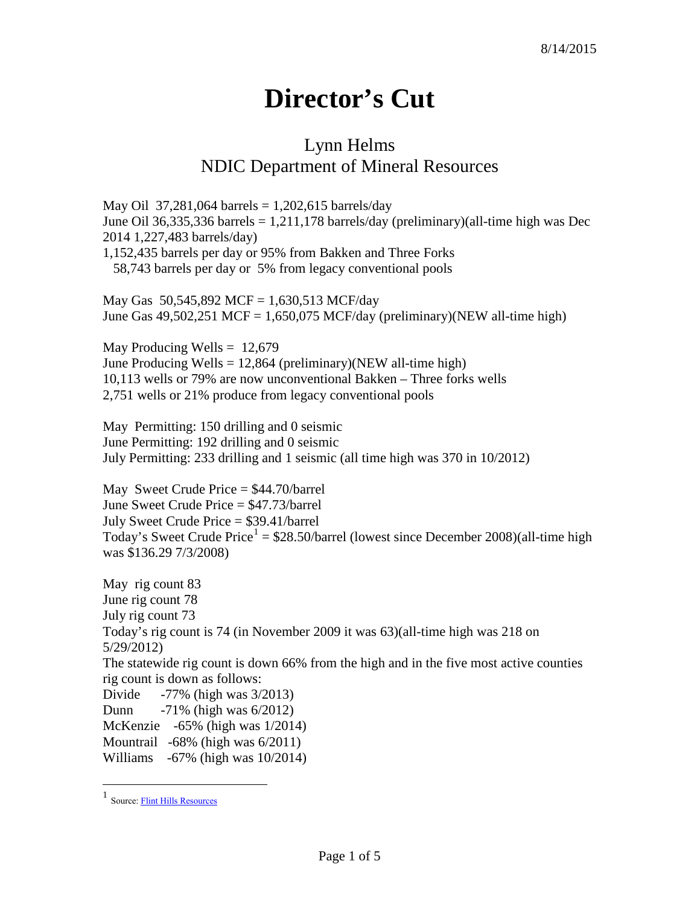8/14/2015

# Director's Cut

## Lynn Helms
## NDIC Department of Mineral Resources

May Oil 37,281,064 barrels = 1,202,615 barrels/day
June Oil 36,335,336 barrels = 1,211,178 barrels/day (preliminary)(all-time high was Dec 2014 1,227,483 barrels/day)
1,152,435 barrels per day or 95% from Bakken and Three Forks
58,743 barrels per day or 5% from legacy conventional pools

May Gas 50,545,892 MCF = 1,630,513 MCF/day
June Gas 49,502,251 MCF = 1,650,075 MCF/day (preliminary)(NEW all-time high)

May Producing Wells = 12,679
June Producing Wells = 12,864 (preliminary)(NEW all-time high)
10,113 wells or 79% are now unconventional Bakken – Three forks wells
2,751 wells or 21% produce from legacy conventional pools

May Permitting: 150 drilling and 0 seismic
June Permitting: 192 drilling and 0 seismic
July Permitting: 233 drilling and 1 seismic (all time high was 370 in 10/2012)

May Sweet Crude Price = $44.70/barrel
June Sweet Crude Price = $47.73/barrel
July Sweet Crude Price = $39.41/barrel
Today's Sweet Crude Price[1] = $28.50/barrel (lowest since December 2008)(all-time high was $136.29 7/3/2008)

May rig count 83
June rig count 78
July rig count 73
Today's rig count is 74 (in November 2009 it was 63)(all-time high was 218 on 5/29/2012)
The statewide rig count is down 66% from the high and in the five most active counties rig count is down as follows:
Divide -77% (high was 3/2013)
Dunn -71% (high was 6/2012)
McKenzie -65% (high was 1/2014)
Mountrail -68% (high was 6/2011)
Williams -67% (high was 10/2014)

[1] Source: Flint Hills Resources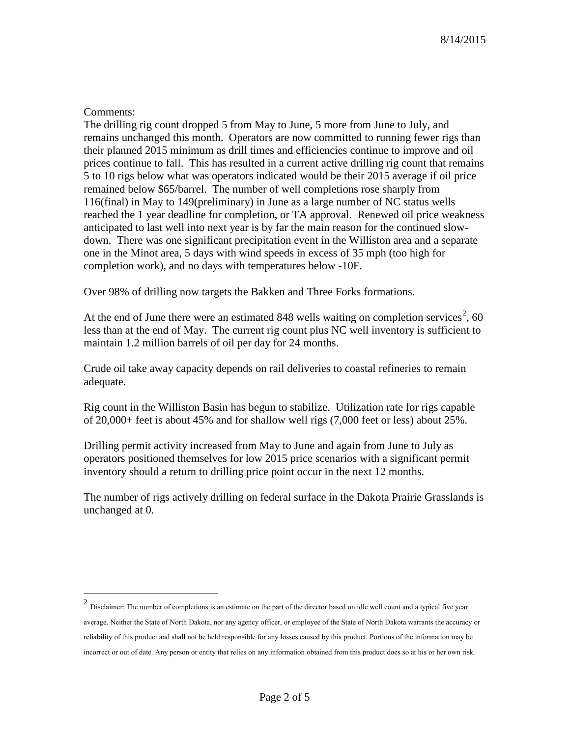Comments:

The drilling rig count dropped 5 from May to June, 5 more from June to July, and remains unchanged this month. Operators are now committed to running fewer rigs than their planned 2015 minimum as drill times and efficiencies continue to improve and oil prices continue to fall. This has resulted in a current active drilling rig count that remains 5 to 10 rigs below what was operators indicated would be their 2015 average if oil price remained below $65/barrel. The number of well completions rose sharply from 116(final) in May to 149(preliminary) in June as a large number of NC status wells reached the 1 year deadline for completion, or TA approval. Renewed oil price weakness anticipated to last well into next year is by far the main reason for the continued slow-down. There was one significant precipitation event in the Williston area and a separate one in the Minot area, 5 days with wind speeds in excess of 35 mph (too high for completion work), and no days with temperatures below -10F.

Over 98% of drilling now targets the Bakken and Three Forks formations.

At the end of June there were an estimated 848 wells waiting on completion services[2], 60 less than at the end of May. The current rig count plus NC well inventory is sufficient to maintain 1.2 million barrels of oil per day for 24 months.

Crude oil take away capacity depends on rail deliveries to coastal refineries to remain adequate.

Rig count in the Williston Basin has begun to stabilize. Utilization rate for rigs capable of 20,000+ feet is about 45% and for shallow well rigs (7,000 feet or less) about 25%.

Drilling permit activity increased from May to June and again from June to July as operators positioned themselves for low 2015 price scenarios with a significant permit inventory should a return to drilling price point occur in the next 12 months.

The number of rigs actively drilling on federal surface in the Dakota Prairie Grasslands is unchanged at 0.

---

[2] Disclaimer: The number of completions is an estimate on the part of the director based on idle well count and a typical five year average. Neither the State of North Dakota, nor any agency officer, or employee of the State of North Dakota warrants the accuracy or reliability of this product and shall not be held responsible for any losses caused by this product. Portions of the information may be incorrect or out of date. Any person or entity that relies on any information obtained from this product does so at his or her own risk.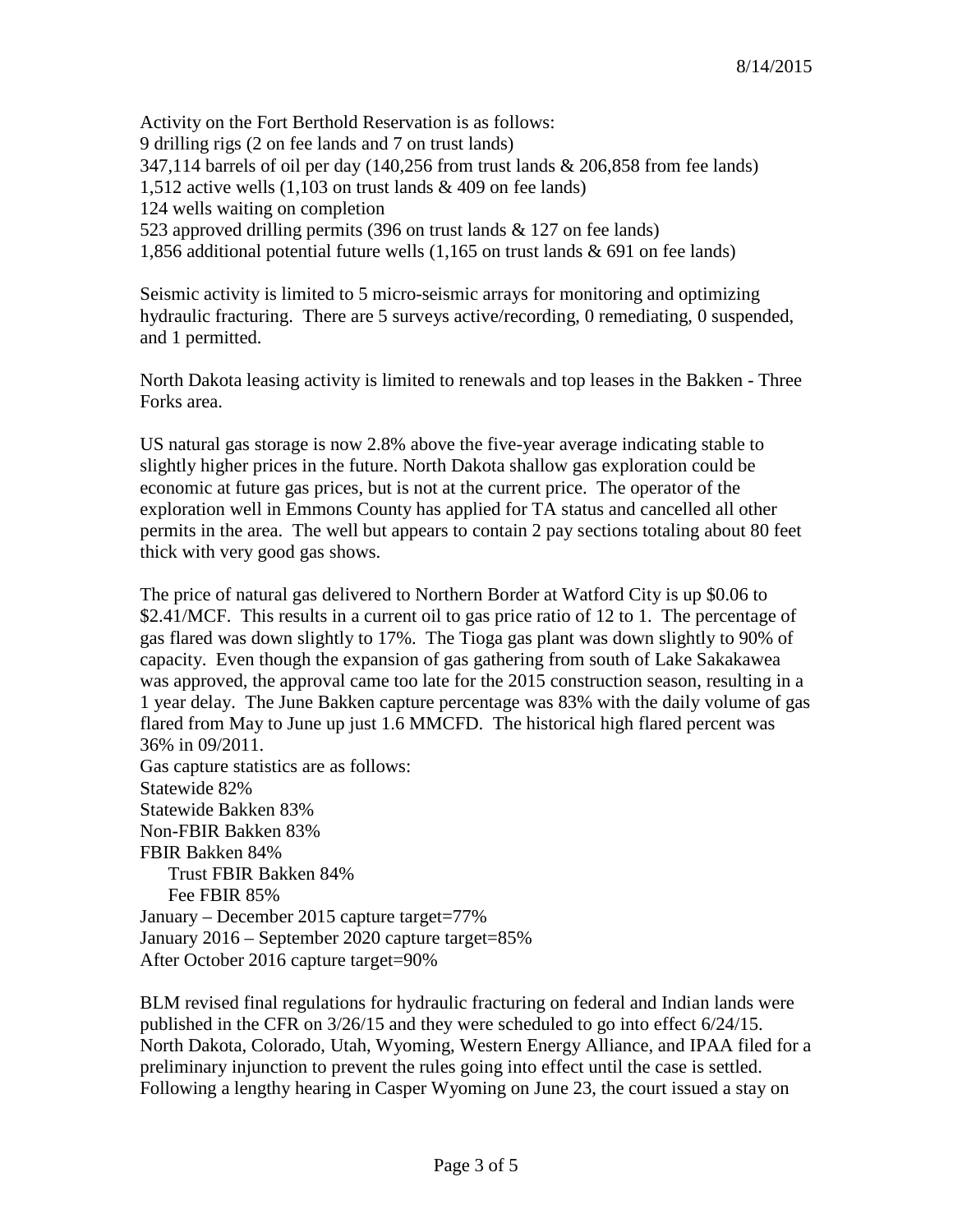8/14/2015

Activity on the Fort Berthold Reservation is as follows:
9 drilling rigs (2 on fee lands and 7 on trust lands)
347,114 barrels of oil per day (140,256 from trust lands & 206,858 from fee lands)
1,512 active wells (1,103 on trust lands & 409 on fee lands)
124 wells waiting on completion
523 approved drilling permits (396 on trust lands & 127 on fee lands)
1,856 additional potential future wells (1,165 on trust lands & 691 on fee lands)

Seismic activity is limited to 5 micro-seismic arrays for monitoring and optimizing hydraulic fracturing. There are 5 surveys active/recording, 0 remediating, 0 suspended, and 1 permitted.

North Dakota leasing activity is limited to renewals and top leases in the Bakken - Three Forks area.

US natural gas storage is now 2.8% above the five-year average indicating stable to slightly higher prices in the future. North Dakota shallow gas exploration could be economic at future gas prices, but is not at the current price. The operator of the exploration well in Emmons County has applied for TA status and cancelled all other permits in the area. The well but appears to contain 2 pay sections totaling about 80 feet thick with very good gas shows.

The price of natural gas delivered to Northern Border at Watford City is up $0.06 to $2.41/MCF. This results in a current oil to gas price ratio of 12 to 1. The percentage of gas flared was down slightly to 17%. The Tioga gas plant was down slightly to 90% of capacity. Even though the expansion of gas gathering from south of Lake Sakakawea was approved, the approval came too late for the 2015 construction season, resulting in a 1 year delay. The June Bakken capture percentage was 83% with the daily volume of gas flared from May to June up just 1.6 MMCFD. The historical high flared percent was 36% in 09/2011.

Gas capture statistics are as follows:
Statewide 82%
Statewide Bakken 83%
Non-FBIR Bakken 83%
FBIR Bakken 84%
    Trust FBIR Bakken 84%
    Fee FBIR 85%
January – December 2015 capture target=77%
January 2016 – September 2020 capture target=85%
After October 2016 capture target=90%

BLM revised final regulations for hydraulic fracturing on federal and Indian lands were published in the CFR on 3/26/15 and they were scheduled to go into effect 6/24/15. North Dakota, Colorado, Utah, Wyoming, Western Energy Alliance, and IPAA filed for a preliminary injunction to prevent the rules going into effect until the case is settled. Following a lengthy hearing in Casper Wyoming on June 23, the court issued a stay on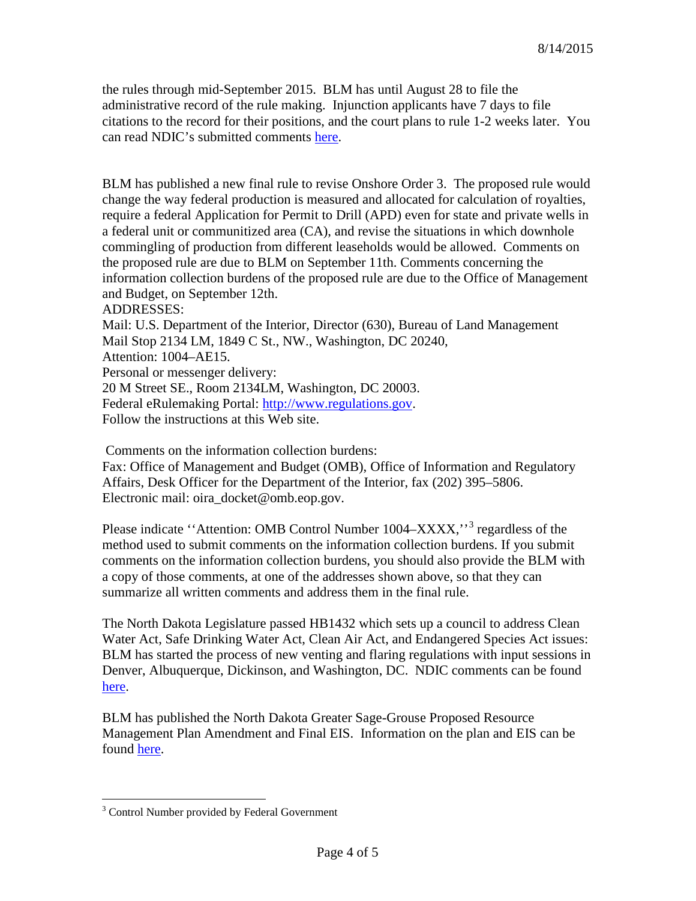the rules through mid-September 2015. BLM has until August 28 to file the administrative record of the rule making. Injunction applicants have 7 days to file citations to the record for their positions, and the court plans to rule 1-2 weeks later. You can read NDIC's submitted comments here.

BLM has published a new final rule to revise Onshore Order 3. The proposed rule would change the way federal production is measured and allocated for calculation of royalties, require a federal Application for Permit to Drill (APD) even for state and private wells in a federal unit or communitized area (CA), and revise the situations in which downhole commingling of production from different leaseholds would be allowed. Comments on the proposed rule are due to BLM on September 11th. Comments concerning the information collection burdens of the proposed rule are due to the Office of Management and Budget, on September 12th.

ADDRESSES:

Mail: U.S. Department of the Interior, Director (630), Bureau of Land Management Mail Stop 2134 LM, 1849 C St., NW., Washington, DC 20240,

Attention: 1004–AE15.

Personal or messenger delivery:

20 M Street SE., Room 2134LM, Washington, DC 20003.

Federal eRulemaking Portal: http://www.regulations.gov.

Follow the instructions at this Web site.

Comments on the information collection burdens:

Fax: Office of Management and Budget (OMB), Office of Information and Regulatory Affairs, Desk Officer for the Department of the Interior, fax (202) 395–5806.

Electronic mail: oira_docket@omb.eop.gov.

Please indicate ''Attention: OMB Control Number 1004–XXXX,''[3] regardless of the method used to submit comments on the information collection burdens. If you submit comments on the information collection burdens, you should also provide the BLM with a copy of those comments, at one of the addresses shown above, so that they can summarize all written comments and address them in the final rule.

The North Dakota Legislature passed HB1432 which sets up a council to address Clean Water Act, Safe Drinking Water Act, Clean Air Act, and Endangered Species Act issues: BLM has started the process of new venting and flaring regulations with input sessions in Denver, Albuquerque, Dickinson, and Washington, DC. NDIC comments can be found here.

BLM has published the North Dakota Greater Sage-Grouse Proposed Resource Management Plan Amendment and Final EIS. Information on the plan and EIS can be found here.

[3] Control Number provided by Federal Government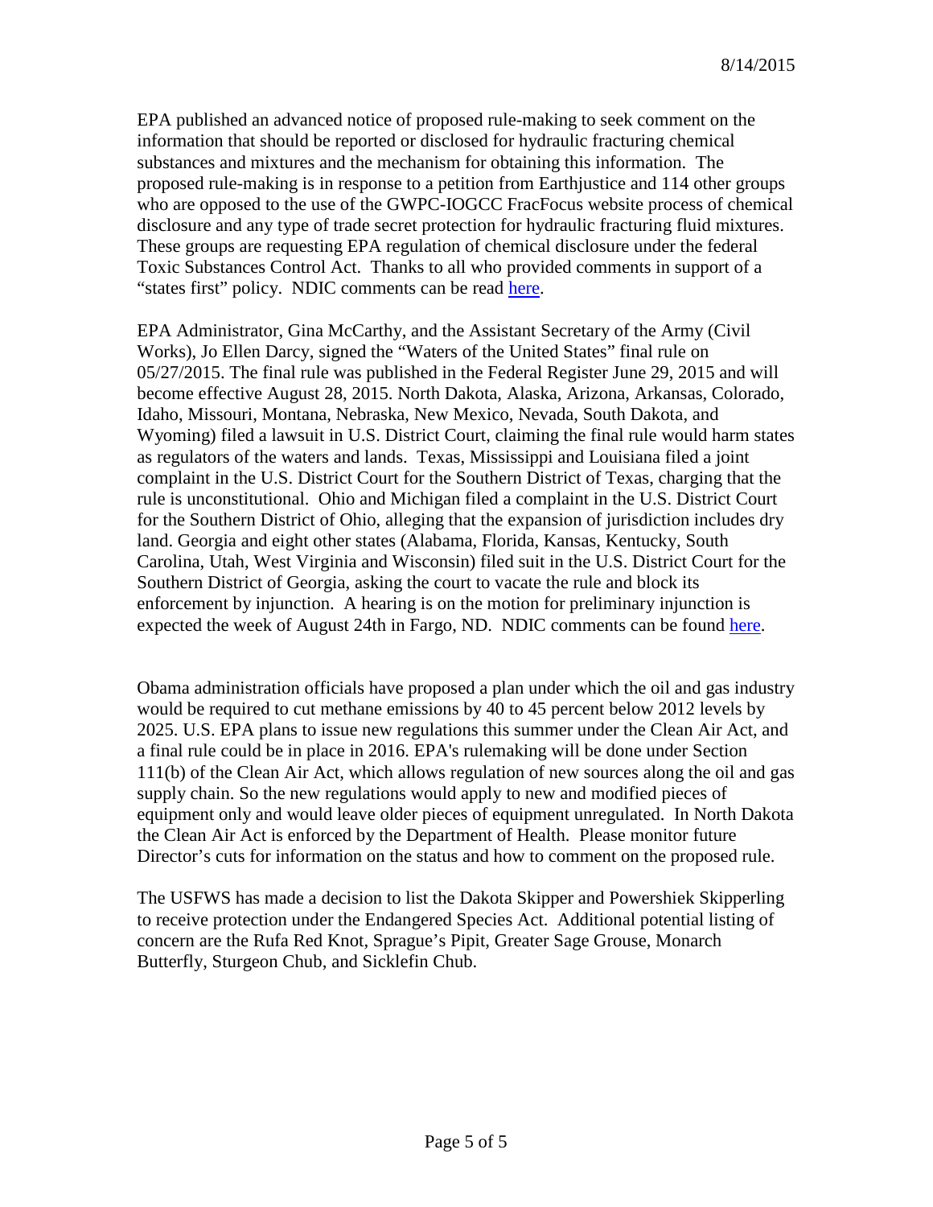EPA published an advanced notice of proposed rule-making to seek comment on the information that should be reported or disclosed for hydraulic fracturing chemical substances and mixtures and the mechanism for obtaining this information. The proposed rule-making is in response to a petition from Earthjustice and 114 other groups who are opposed to the use of the GWPC-IOGCC FracFocus website process of chemical disclosure and any type of trade secret protection for hydraulic fracturing fluid mixtures. These groups are requesting EPA regulation of chemical disclosure under the federal Toxic Substances Control Act. Thanks to all who provided comments in support of a "states first" policy. NDIC comments can be read here.

EPA Administrator, Gina McCarthy, and the Assistant Secretary of the Army (Civil Works), Jo Ellen Darcy, signed the "Waters of the United States" final rule on 05/27/2015. The final rule was published in the Federal Register June 29, 2015 and will become effective August 28, 2015. North Dakota, Alaska, Arizona, Arkansas, Colorado, Idaho, Missouri, Montana, Nebraska, New Mexico, Nevada, South Dakota, and Wyoming) filed a lawsuit in U.S. District Court, claiming the final rule would harm states as regulators of the waters and lands. Texas, Mississippi and Louisiana filed a joint complaint in the U.S. District Court for the Southern District of Texas, charging that the rule is unconstitutional. Ohio and Michigan filed a complaint in the U.S. District Court for the Southern District of Ohio, alleging that the expansion of jurisdiction includes dry land. Georgia and eight other states (Alabama, Florida, Kansas, Kentucky, South Carolina, Utah, West Virginia and Wisconsin) filed suit in the U.S. District Court for the Southern District of Georgia, asking the court to vacate the rule and block its enforcement by injunction. A hearing is on the motion for preliminary injunction is expected the week of August 24th in Fargo, ND. NDIC comments can be found here.

Obama administration officials have proposed a plan under which the oil and gas industry would be required to cut methane emissions by 40 to 45 percent below 2012 levels by 2025. U.S. EPA plans to issue new regulations this summer under the Clean Air Act, and a final rule could be in place in 2016. EPA's rulemaking will be done under Section 111(b) of the Clean Air Act, which allows regulation of new sources along the oil and gas supply chain. So the new regulations would apply to new and modified pieces of equipment only and would leave older pieces of equipment unregulated. In North Dakota the Clean Air Act is enforced by the Department of Health. Please monitor future Director's cuts for information on the status and how to comment on the proposed rule.

The USFWS has made a decision to list the Dakota Skipper and Powershiek Skipperling to receive protection under the Endangered Species Act. Additional potential listing of concern are the Rufa Red Knot, Sprague's Pipit, Greater Sage Grouse, Monarch Butterfly, Sturgeon Chub, and Sicklefin Chub.